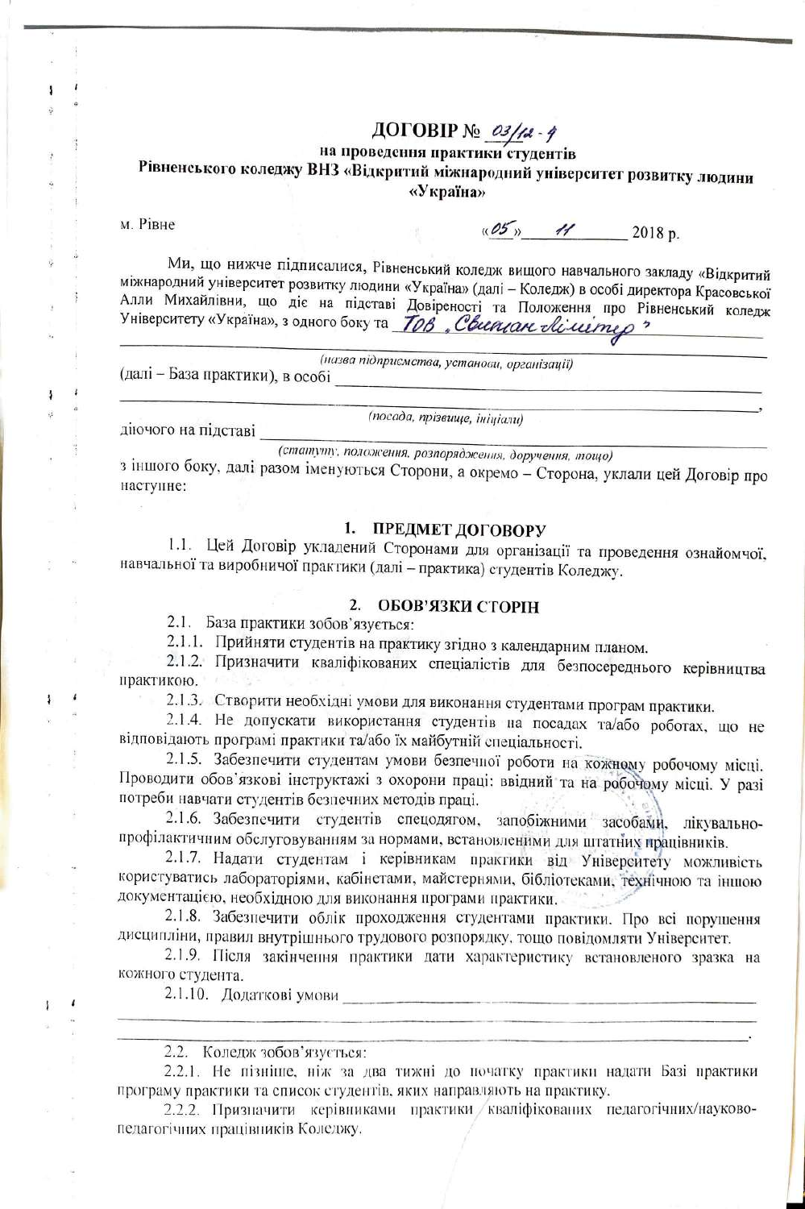# ДОГОВІР № 03/12-4

**на проведення практики студентів**
**Рівненського коледжу ВНЗ «Відкритий міжнародний університет розвитку людини «Україна»**

м. Рівне «05» 11 2018 р.

Ми, що нижче підписалися, Рівненський коледж вищого навчального закладу «Відкритий міжнародний університет розвитку людини «Україна» (далі – Коледж) в особі директора Красовської Алли Михайлівни, що діє на підставі Довіреності та Положення про Рівненський коледж Університету «Україна», з одного боку та ТОВ „Світлан Лімітед"

*(назва підприємства, установи, організації)*

(далі – База практики), в особі ______________________________________________,

*(посада, прізвище, ініціали)*

діючого на підставі ______________________________________________

*(статуту, положення, розпорядження, доручення, тощо)*

з іншого боку, далі разом іменуються Сторони, а окремо – Сторона, уклали цей Договір про наступне:

## 1. ПРЕДМЕТ ДОГОВОРУ

1.1. Цей Договір укладений Сторонами для організації та проведення ознайомчої, навчальної та виробничої практики (далі – практика) студентів Коледжу.

## 2. ОБОВ'ЯЗКИ СТОРІН

2.1. База практики зобов'язується:

2.1.1. Прийняти студентів на практику згідно з календарним планом.

2.1.2. Призначити кваліфікованих спеціалістів для безпосереднього керівництва практикою.

2.1.3. Створити необхідні умови для виконання студентами програм практики.

2.1.4. Не допускати використання студентів на посадах та/або роботах, що не відповідають програмі практики та/або їх майбутній спеціальності.

2.1.5. Забезпечити студентам умови безпечної роботи на кожному робочому місці. Проводити обов'язкові інструктажі з охорони праці: ввідний та на робочому місці. У разі потреби навчати студентів безпечних методів праці.

2.1.6. Забезпечити студентів спецодягом, запобіжними засобами, лікувально-профілактичним обслуговуванням за нормами, встановленими для штатних працівників.

2.1.7. Надати студентам і керівникам практики від Університету можливість користуватись лабораторіями, кабінетами, майстернями, бібліотеками, технічною та іншою документацією, необхідною для виконання програми практики.

2.1.8. Забезпечити облік проходження студентами практики. Про всі порушення дисципліни, правил внутрішнього трудового розпорядку, тощо повідомляти Університет.

2.1.9. Після закінчення практики дати характеристику встановленого зразка на кожного студента.

2.1.10. Додаткові умови ______________________________________________

______________________________________________________________________.

2.2. Коледж зобов'язується:

2.2.1. Не пізніше, ніж за два тижні до початку практики надати Базі практики програму практики та список студентів, яких направляють на практику.

2.2.2. Призначити керівниками практики кваліфікованих педагогічних/науково-педагогічних працівників Коледжу.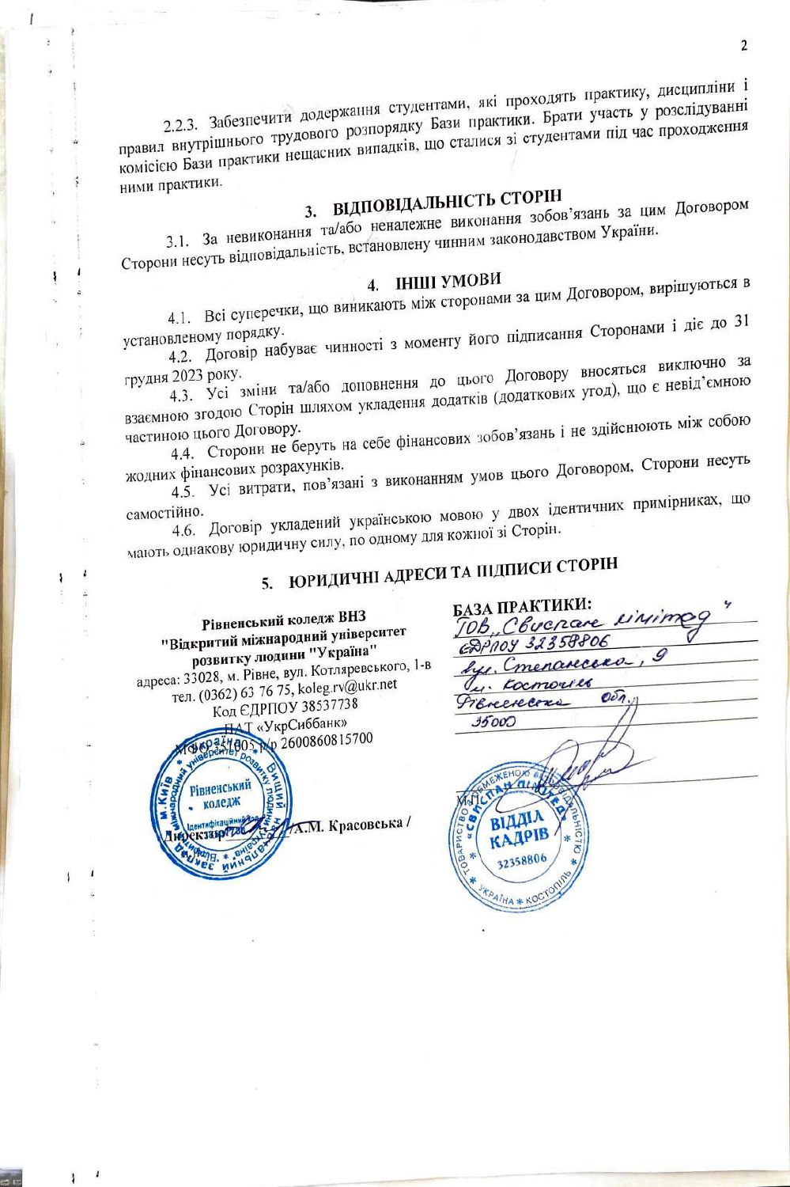2.2.3. Забезпечити додержання студентами, які проходять практику, дисципліни і правил внутрішнього трудового розпорядку Бази практики. Брати участь у розслідуванні комісією Бази практики нещасних випадків, що сталися зі студентами під час проходження ними практики.

## 3. ВІДПОВІДАЛЬНІСТЬ СТОРІН

3.1. За невиконання та/або неналежне виконання зобов'язань за цим Договором Сторони несуть відповідальність, встановлену чинним законодавством України.

## 4. ІНШІ УМОВИ

4.1. Всі суперечки, що виникають між сторонами за цим Договором, вирішуються в установленому порядку.

4.2. Договір набуває чинності з моменту його підписання Сторонами і діє до 31 грудня 2023 року.

4.3. Усі зміни та/або доповнення до цього Договору вносяться виключно за взаємною згодою Сторін шляхом укладення додатків (додаткових угод), що є невід'ємною частиною цього Договору.

4.4. Сторони не беруть на себе фінансових зобов'язань і не здійснюють між собою жодних фінансових розрахунків.

4.5. Усі витрати, пов'язані з виконанням умов цього Договором, Сторони несуть самостійно.

4.6. Договір укладений українською мовою у двох ідентичних примірниках, що мають однакову юридичну силу, по одному для кожної зі Сторін.

## 5. ЮРИДИЧНІ АДРЕСИ ТА ПІДПИСИ СТОРІН

**Рівненський коледж ВНЗ "Відкритий міжнародний університет розвитку людини "Україна"**
адреса: 33028, м. Рівне, вул. Котляревського, 1-в
тел. (0362) 63 76 75, koleg.rv@ukr.net
Код ЄДРПОУ 38537738
ПАТ «УкрСиббанк»
МФО 351005 р/р 26008608015700

Директор ________ /А.М. Красовська /

**БАЗА ПРАКТИКИ:**
ТОВ "Свиспан Лімітед"
ЄДРПОУ 32358806
вул. Степанська, 9
м. Костопіль
Рівненська обл.
35000

М.П.